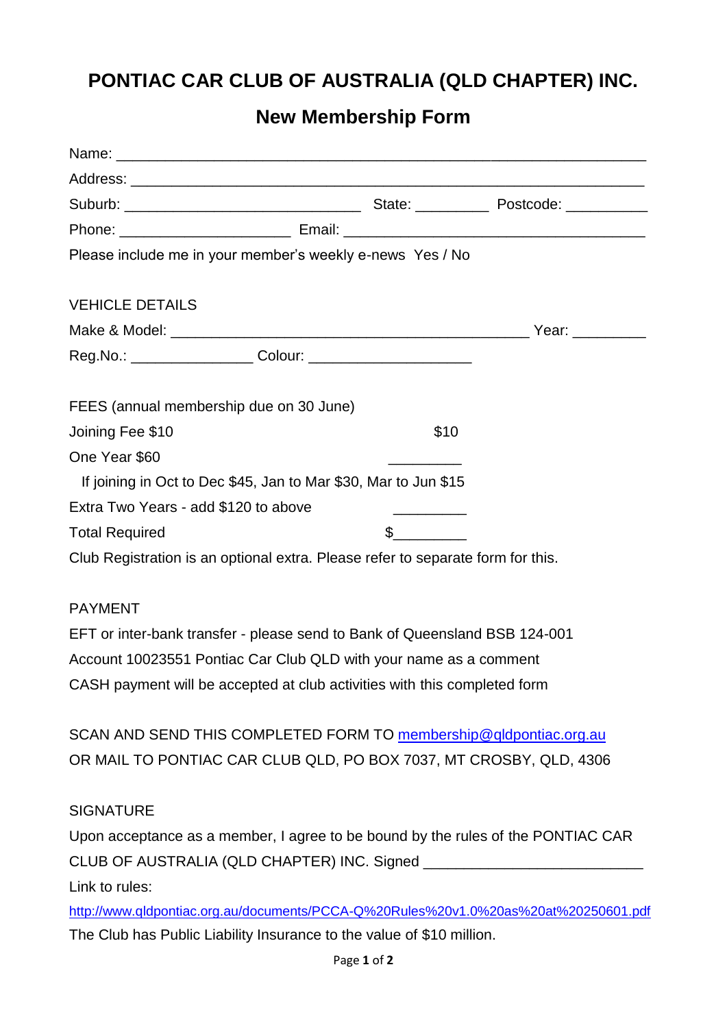# PONTIAC CAR CLUB OF AUSTRALIA (QLD CHAPTER) INC.

## New Membership Form

Name: ___________________________________________________________

Address: _________________________________________________________

Suburb: ____________________________ State: _________ Postcode: __________

Phone: _____________________ Email: ____________________________________

Please include me in your member's weekly e-news Yes / No

VEHICLE DETAILS

Make & Model: ___________________________________________ Year: _________

Reg.No.: _______________ Colour: ____________________

FEES (annual membership due on 30 June)

Joining Fee $10 $10

One Year $60 _________

If joining in Oct to Dec $45, Jan to Mar $30, Mar to Jun $15

Extra Two Years - add $120 to above _________

Total Required $_________

Club Registration is an optional extra. Please refer to separate form for this.

PAYMENT

EFT or inter-bank transfer - please send to Bank of Queensland BSB 124-001
Account 10023551 Pontiac Car Club QLD with your name as a comment
CASH payment will be accepted at club activities with this completed form

SCAN AND SEND THIS COMPLETED FORM TO membership@qldpontiac.org.au
OR MAIL TO PONTIAC CAR CLUB QLD, PO BOX 7037, MT CROSBY, QLD, 4306

SIGNATURE

Upon acceptance as a member, I agree to be bound by the rules of the PONTIAC CAR CLUB OF AUSTRALIA (QLD CHAPTER) INC. Signed __________________________

Link to rules:

http://www.qldpontiac.org.au/documents/PCCA-Q%20Rules%20v1.0%20as%20at%20250601.pdf

The Club has Public Liability Insurance to the value of $10 million.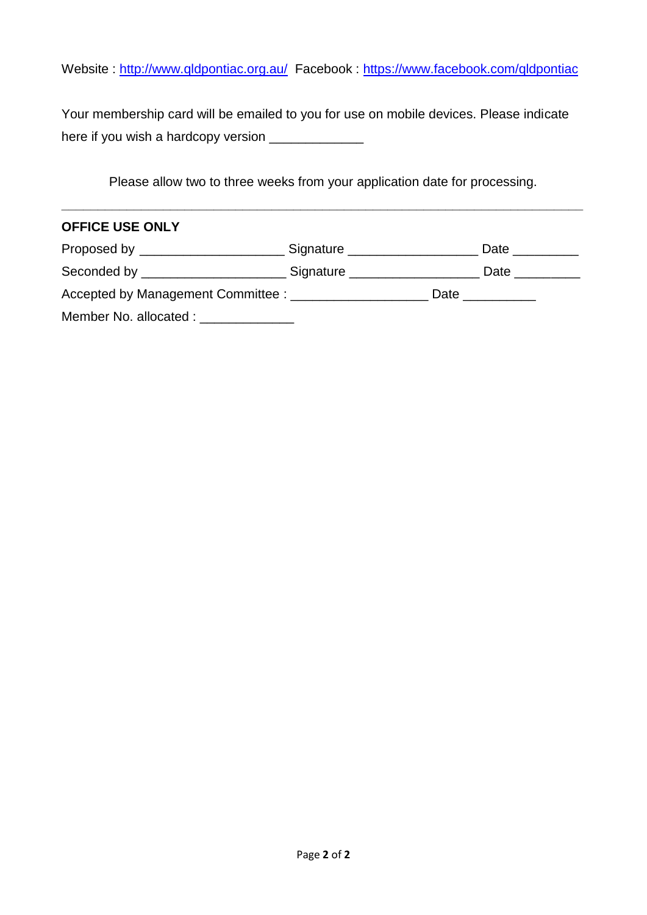Website : [http://www.qldpontiac.org.au/](http://www.qldpontiac.org.au/)  Facebook : [https://www.facebook.com/qldpontiac](https://www.facebook.com/qldpontiac)

Your membership card will be emailed to you for use on mobile devices. Please indicate here if you wish a hardcopy version _____________

Please allow two to three weeks from your application date for processing.

---

**OFFICE USE ONLY**

Proposed by ____________________ Signature __________________ Date _________

Seconded by ____________________ Signature __________________ Date _________

Accepted by Management Committee : ___________________ Date __________

Member No. allocated : _____________